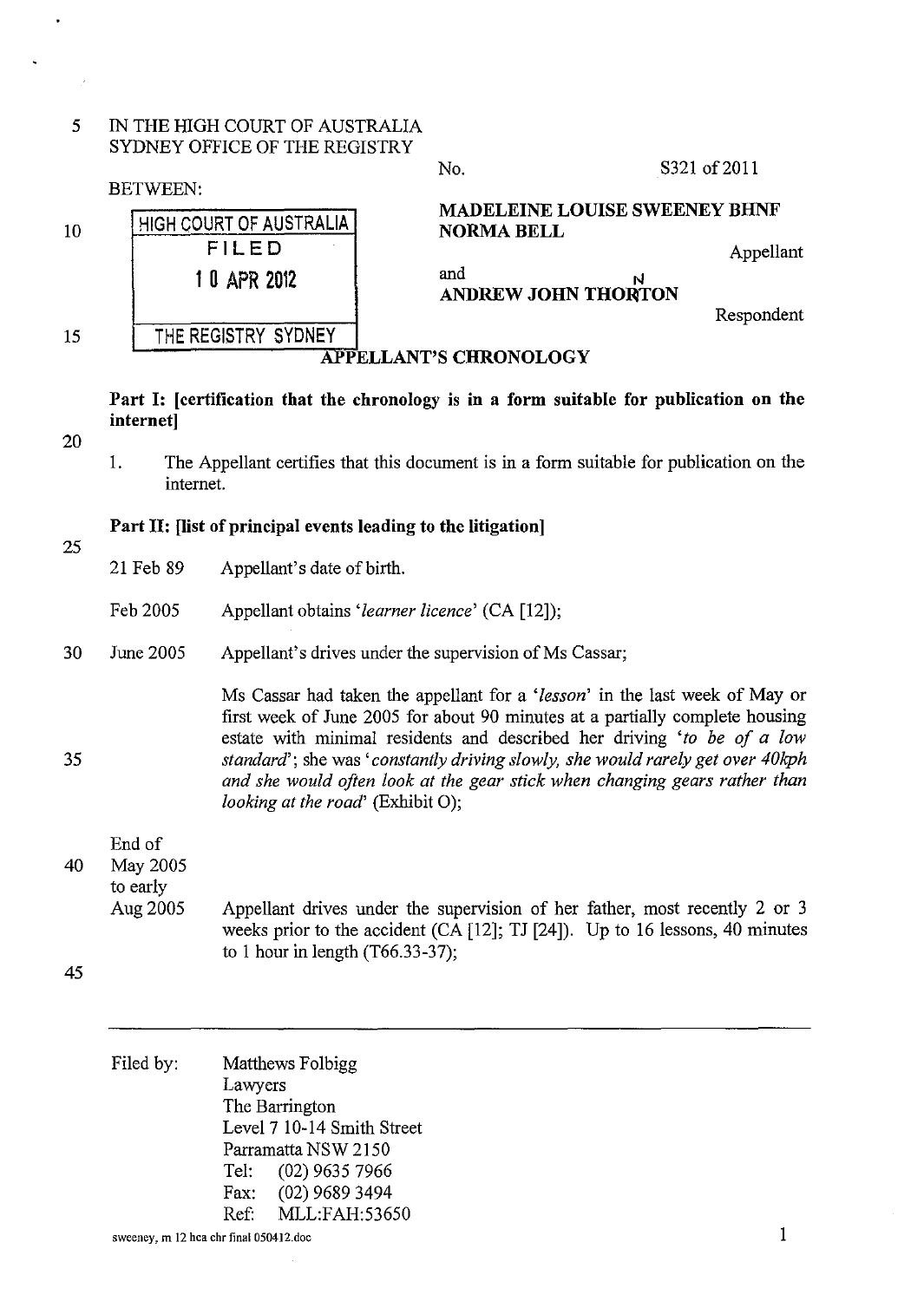IN THE HIGH COURT OF AUSTRALIA
SYDNEY OFFICE OF THE REGISTRY

No. S321 of 2011

BETWEEN:

HIGH COURT OF AUSTRALIA
FILED
10 APR 2012
THE REGISTRY SYDNEY

**MADELEINE LOUISE SWEENEY BHNF NORMA BELL**

Appellant

and

**ANDREW JOHN THORNTON**

Respondent

## APPELLANT'S CHRONOLOGY

### Part I: [certification that the chronology is in a form suitable for publication on the internet]

1. The Appellant certifies that this document is in a form suitable for publication on the internet.

### Part II: [list of principal events leading to the litigation]

| | |
|---|---|
| 21 Feb 89 | Appellant's date of birth. |
| Feb 2005 | Appellant obtains '*learner licence*' (CA [12]); |
| June 2005 | Appellant's drives under the supervision of Ms Cassar;<br><br>Ms Cassar had taken the appellant for a '*lesson*' in the last week of May or first week of June 2005 for about 90 minutes at a partially complete housing estate with minimal residents and described her driving '*to be of a low standard*'; she was '*constantly driving slowly, she would rarely get over 40kph and she would often look at the gear stick when changing gears rather than looking at the road*' (Exhibit O); |
| End of May 2005 to early Aug 2005 | Appellant drives under the supervision of her father, most recently 2 or 3 weeks prior to the accident (CA [12]; TJ [24]). Up to 16 lessons, 40 minutes to 1 hour in length (T66.33-37); |

Filed by: Matthews Folbigg
Lawyers
The Barrington
Level 7 10-14 Smith Street
Parramatta NSW 2150
Tel: (02) 9635 7966
Fax: (02) 9689 3494
Ref: MLL:FAH:53650

sweeney, m 12 hca chr final 050412.doc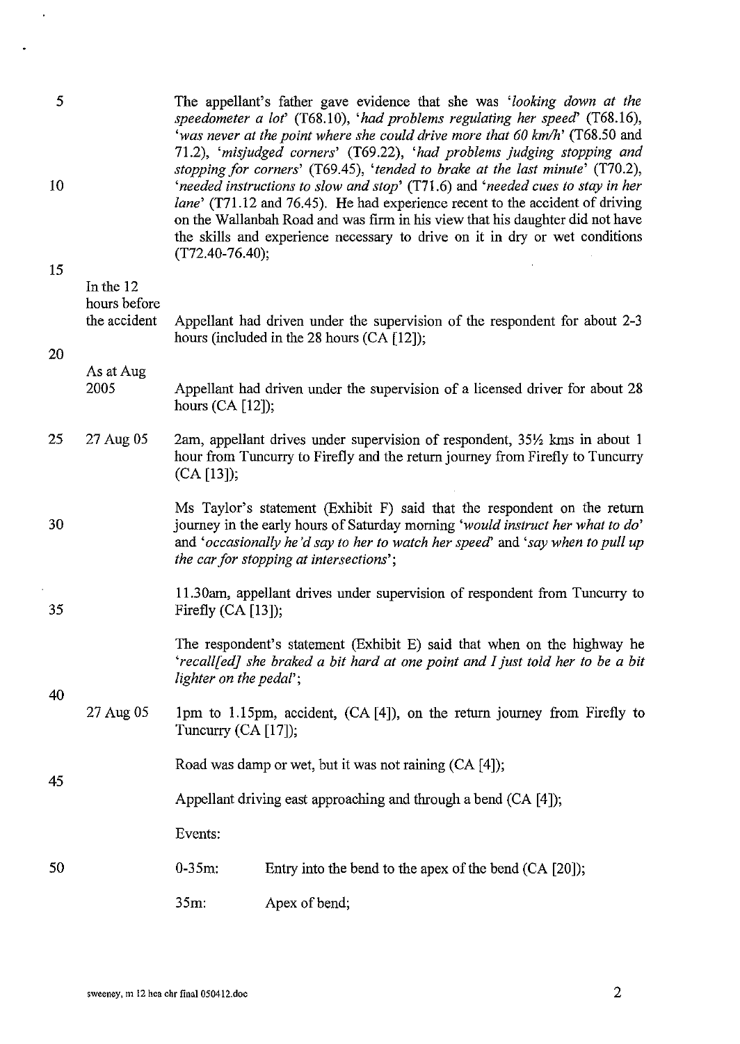The appellant's father gave evidence that she was '*looking down at the speedometer a lot*' (T68.10), '*had problems regulating her speed*' (T68.16), '*was never at the point where she could drive more that 60 km/h*' (T68.50 and 71.2), '*misjudged corners*' (T69.22), '*had problems judging stopping and stopping for corners*' (T69.45), '*tended to brake at the last minute*' (T70.2), '*needed instructions to slow and stop*' (T71.6) and '*needed cues to stay in her lane*' (T71.12 and 76.45). He had experience recent to the accident of driving on the Wallanbah Road and was firm in his view that his daughter did not have the skills and experience necessary to drive on it in dry or wet conditions (T72.40-76.40);

| | |
|---|---|
| In the 12 hours before the accident | Appellant had driven under the supervision of the respondent for about 2-3 hours (included in the 28 hours (CA [12]); |
| As at Aug 2005 | Appellant had driven under the supervision of a licensed driver for about 28 hours (CA [12]); |
| 27 Aug 05 | 2am, appellant drives under supervision of respondent, 35½ kms in about 1 hour from Tuncurry to Firefly and the return journey from Firefly to Tuncurry (CA [13]); |
| | Ms Taylor's statement (Exhibit F) said that the respondent on the return journey in the early hours of Saturday morning '*would instruct her what to do*' and '*occasionally he'd say to her to watch her speed*' and '*say when to pull up the car for stopping at intersections*'; |
| | 11.30am, appellant drives under supervision of respondent from Tuncurry to Firefly (CA [13]); |
| | The respondent's statement (Exhibit E) said that when on the highway he '*recall[ed] she braked a bit hard at one point and I just told her to be a bit lighter on the pedal*'; |
| 27 Aug 05 | 1pm to 1.15pm, accident, (CA [4]), on the return journey from Firefly to Tuncurry (CA [17]); |
| | Road was damp or wet, but it was not raining (CA [4]); |
| | Appellant driving east approaching and through a bend (CA [4]); |
| | Events: |

| | |
|---|---|
| 0-35m: | Entry into the bend to the apex of the bend (CA [20]); |
| 35m: | Apex of bend; |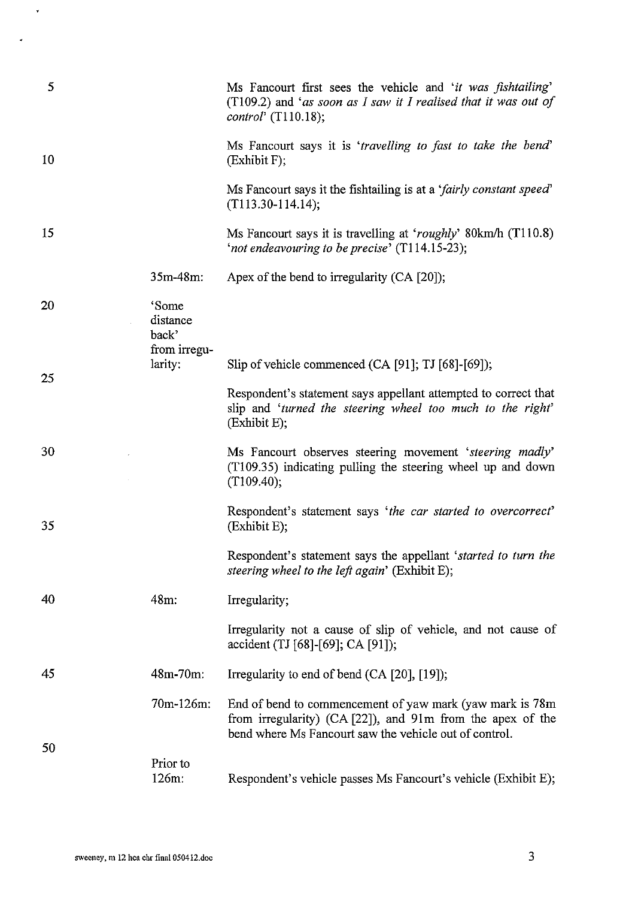| | |
|---|---|
| | Ms Fancourt first sees the vehicle and '*it was fishtailing*' (T109.2) and '*as soon as I saw it I realised that it was out of control*' (T110.18); |
| | Ms Fancourt says it is '*travelling to fast to take the bend*' (Exhibit F); |
| | Ms Fancourt says it the fishtailing is at a '*fairly constant speed*' (T113.30-114.14); |
| | Ms Fancourt says it is travelling at '*roughly*' 80km/h (T110.8) '*not endeavouring to be precise*' (T114.15-23); |
| 35m-48m: | Apex of the bend to irregularity (CA [20]); |
| 'Some distance back' from irregularity: | Slip of vehicle commenced (CA [91]; TJ [68]-[69]); |
| | Respondent's statement says appellant attempted to correct that slip and '*turned the steering wheel too much to the right*' (Exhibit E); |
| | Ms Fancourt observes steering movement '*steering madly*' (T109.35) indicating pulling the steering wheel up and down (T109.40); |
| | Respondent's statement says '*the car started to overcorrect*' (Exhibit E); |
| | Respondent's statement says the appellant '*started to turn the steering wheel to the left again*' (Exhibit E); |
| 48m: | Irregularity; |
| | Irregularity not a cause of slip of vehicle, and not cause of accident (TJ [68]-[69]; CA [91]); |
| 48m-70m: | Irregularity to end of bend (CA [20], [19]); |
| 70m-126m: | End of bend to commencement of yaw mark (yaw mark is 78m from irregularity) (CA [22]), and 91m from the apex of the bend where Ms Fancourt saw the vehicle out of control. |
| Prior to 126m: | Respondent's vehicle passes Ms Fancourt's vehicle (Exhibit E); |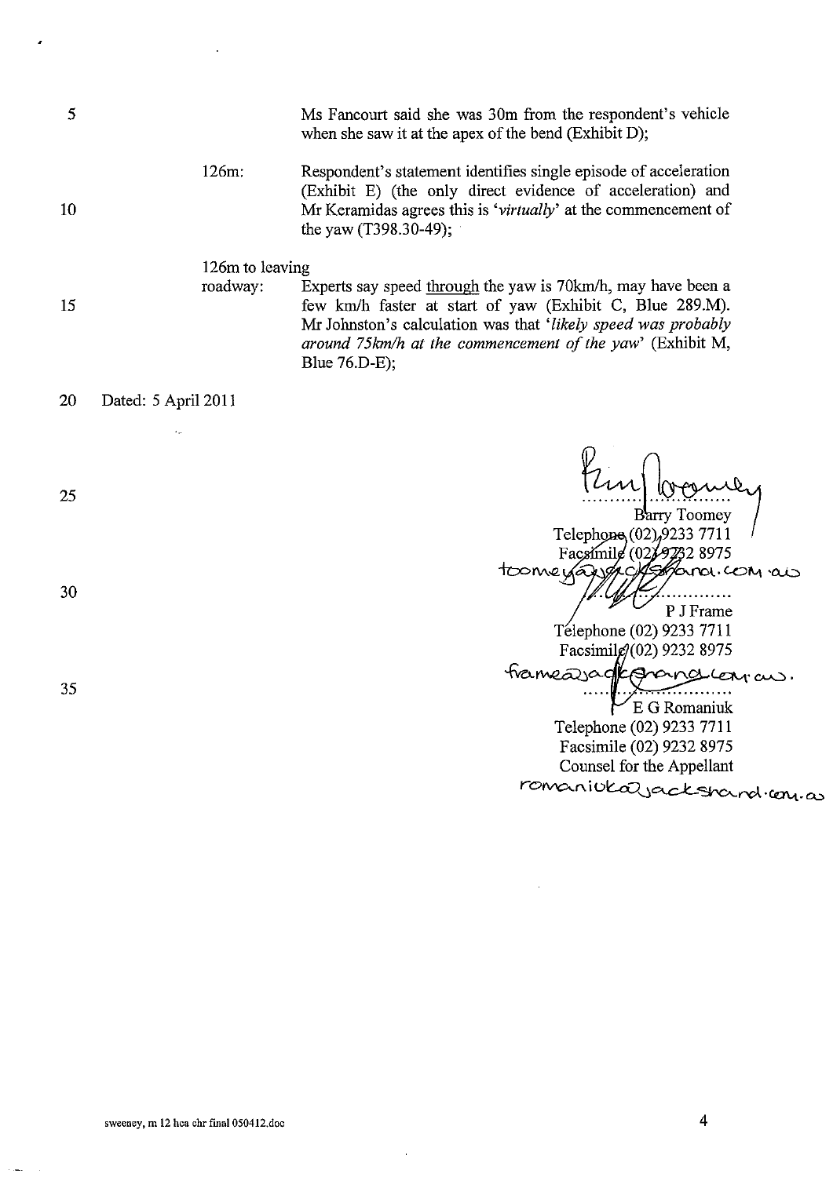Ms Fancourt said she was 30m from the respondent's vehicle when she saw it at the apex of the bend (Exhibit D);

| | |
|---|---|
| 126m: | Respondent's statement identifies single episode of acceleration (Exhibit E) (the only direct evidence of acceleration) and Mr Keramidas agrees this is '*virtually*' at the commencement of the yaw (T398.30-49); |
| 126m to leaving roadway: | Experts say speed <u>through</u> the yaw is 70km/h, may have been a few km/h faster at start of yaw (Exhibit C, Blue 289.M). Mr Johnston's calculation was that '*likely speed was probably around 75km/h at the commencement of the yaw*' (Exhibit M, Blue 76.D-E); |

Dated: 5 April 2011

Barry Toomey
Telephone (02) 9233 7711
Facsimile (02) 9232 8975
toomey@jackshand.com.au

P J Frame
Telephone (02) 9233 7711
Facsimile (02) 9232 8975
frame@jackshand.com.au

E G Romaniuk
Telephone (02) 9233 7711
Facsimile (02) 9232 8975
Counsel for the Appellant
romaniuk@jackshand.com.au